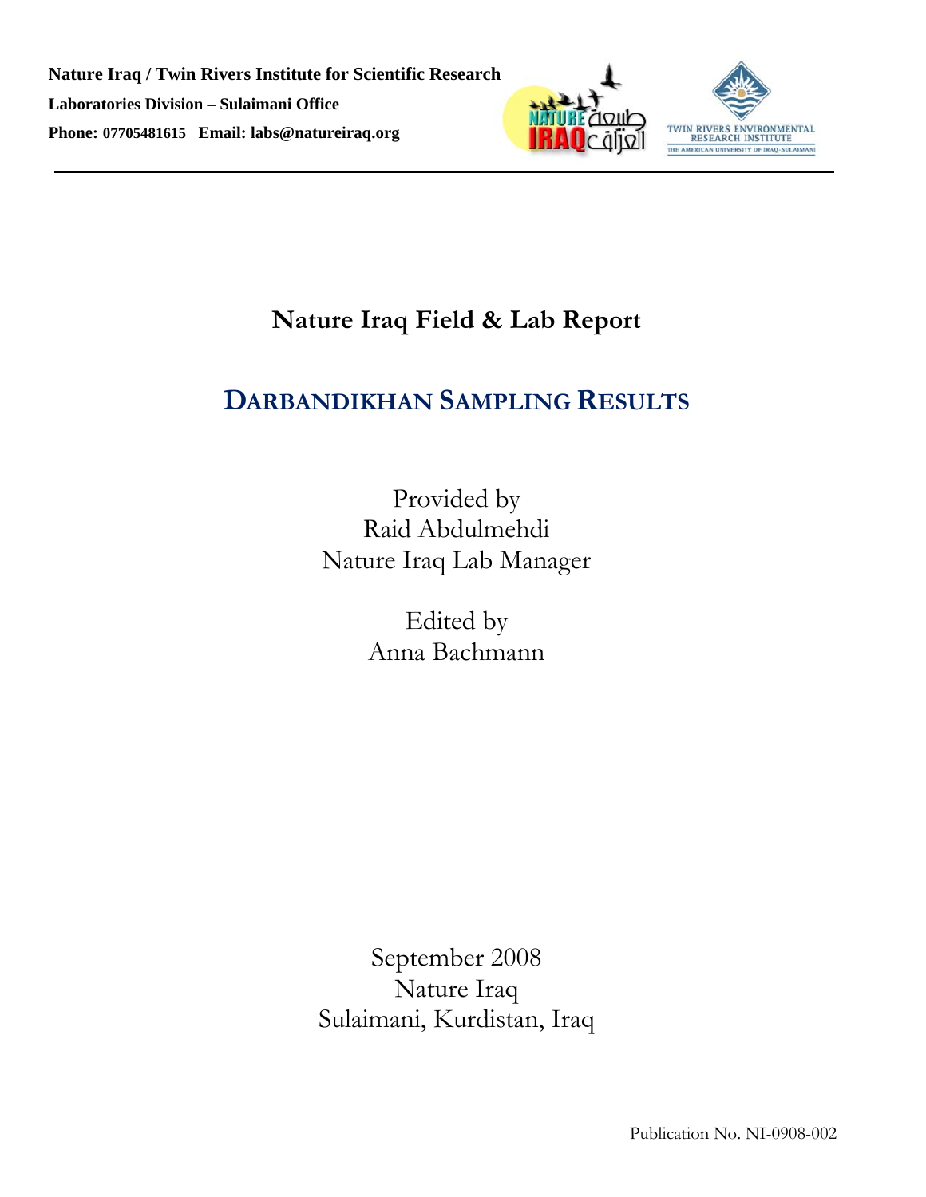**Nature Iraq / Twin Rivers Institute for Scientific Research**

**Laboratories Division – Sulaimani Office**

**Phone: 07705481615 Email: labs@natureiraq.org**

# Nature Iraq Field & Lab Report

## DARBANDIKHAN SAMPLING RESULTS

Provided by
Raid Abdulmehdi
Nature Iraq Lab Manager

Edited by
Anna Bachmann

September 2008
Nature Iraq
Sulaimani, Kurdistan, Iraq

Publication No. NI-0908-002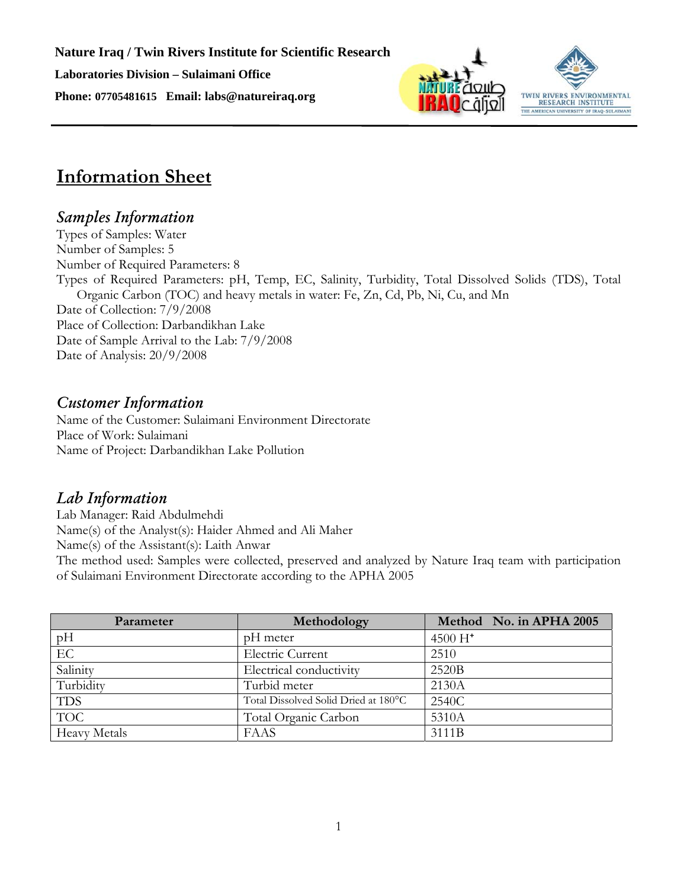**Nature Iraq / Twin Rivers Institute for Scientific Research**

**Laboratories Division – Sulaimani Office**

**Phone: 07705481615 Email: labs@natureiraq.org**

# Information Sheet

## *Samples Information*

Types of Samples: Water
Number of Samples: 5
Number of Required Parameters: 8
Types of Required Parameters: pH, Temp, EC, Salinity, Turbidity, Total Dissolved Solids (TDS), Total Organic Carbon (TOC) and heavy metals in water: Fe, Zn, Cd, Pb, Ni, Cu, and Mn
Date of Collection: 7/9/2008
Place of Collection: Darbandikhan Lake
Date of Sample Arrival to the Lab: 7/9/2008
Date of Analysis: 20/9/2008

## *Customer Information*

Name of the Customer: Sulaimani Environment Directorate
Place of Work: Sulaimani
Name of Project: Darbandikhan Lake Pollution

## *Lab Information*

Lab Manager: Raid Abdulmehdi
Name(s) of the Analyst(s): Haider Ahmed and Ali Maher
Name(s) of the Assistant(s): Laith Anwar
The method used: Samples were collected, preserved and analyzed by Nature Iraq team with participation of Sulaimani Environment Directorate according to the APHA 2005

| Parameter | Methodology | Method No. in APHA 2005 |
|---|---|---|
| pH | pH meter | 4500 $H^+$ |
| EC | Electric Current | 2510 |
| Salinity | Electrical conductivity | 2520B |
| Turbidity | Turbid meter | 2130A |
| TDS | Total Dissolved Solid Dried at 180°C | 2540C |
| TOC | Total Organic Carbon | 5310A |
| Heavy Metals | FAAS | 3111B |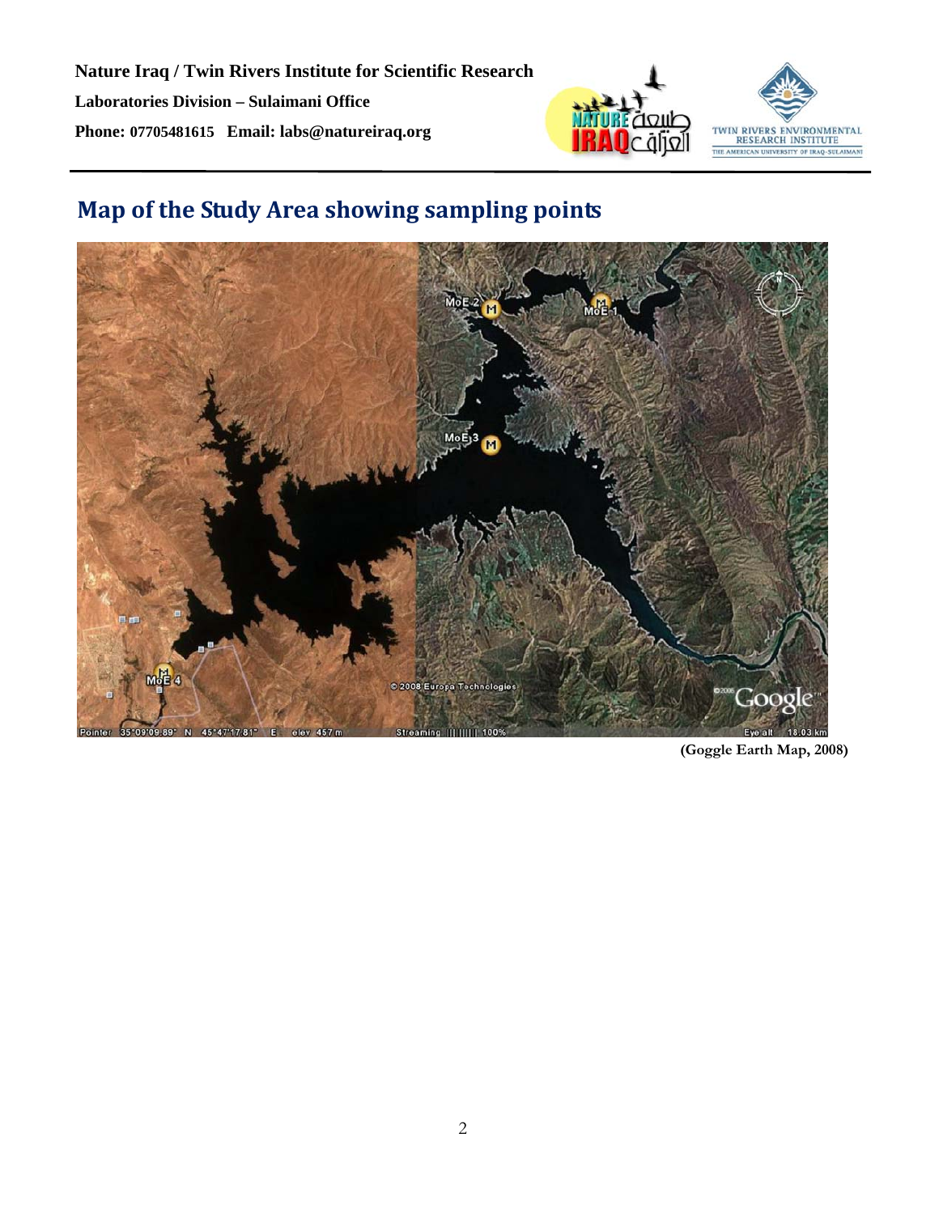## Map of the Study Area showing sampling points

(Goggle Earth Map, 2008)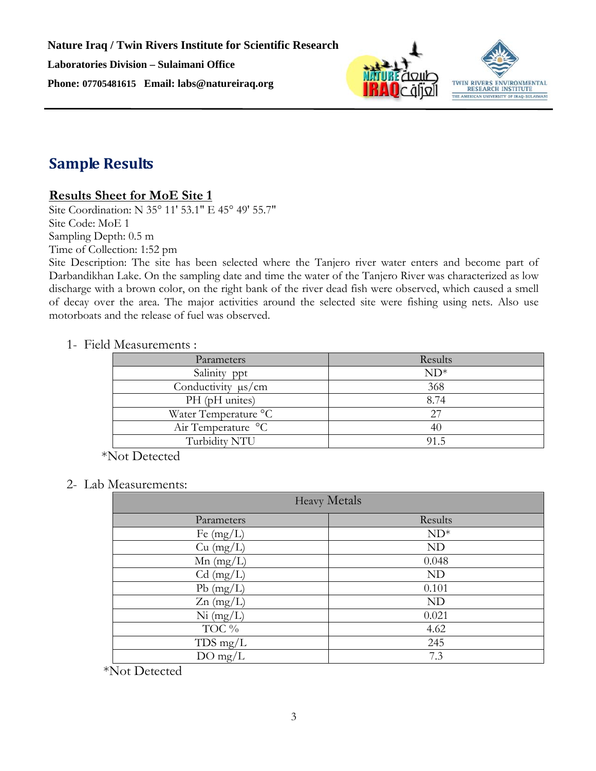## Sample Results

### Results Sheet for MoE Site 1

Site Coordination: N 35° 11' 53.1" E 45° 49' 55.7"
Site Code: MoE 1
Sampling Depth: 0.5 m
Time of Collection: 1:52 pm
Site Description: The site has been selected where the Tanjero river water enters and become part of Darbandikhan Lake. On the sampling date and time the water of the Tanjero River was characterized as low discharge with a brown color, on the right bank of the river dead fish were observed, which caused a smell of decay over the area. The major activities around the selected site were fishing using nets. Also use motorboats and the release of fuel was observed.

1- Field Measurements :

| Parameters | Results |
|---|---|
| Salinity ppt | ND* |
| Conductivity µs/cm | 368 |
| PH (pH unites) | 8.74 |
| Water Temperature °C | 27 |
| Air Temperature °C | 40 |
| Turbidity NTU | 91.5 |

*Not Detected

2- Lab Measurements:

| Heavy Metals | |
|---|---|
| Parameters | Results |
| Fe (mg/L) | ND* |
| Cu (mg/L) | ND |
| Mn (mg/L) | 0.048 |
| Cd (mg/L) | ND |
| Pb (mg/L) | 0.101 |
| Zn (mg/L) | ND |
| Ni (mg/L) | 0.021 |
| TOC % | 4.62 |
| TDS mg/L | 245 |
| DO mg/L | 7.3 |

*Not Detected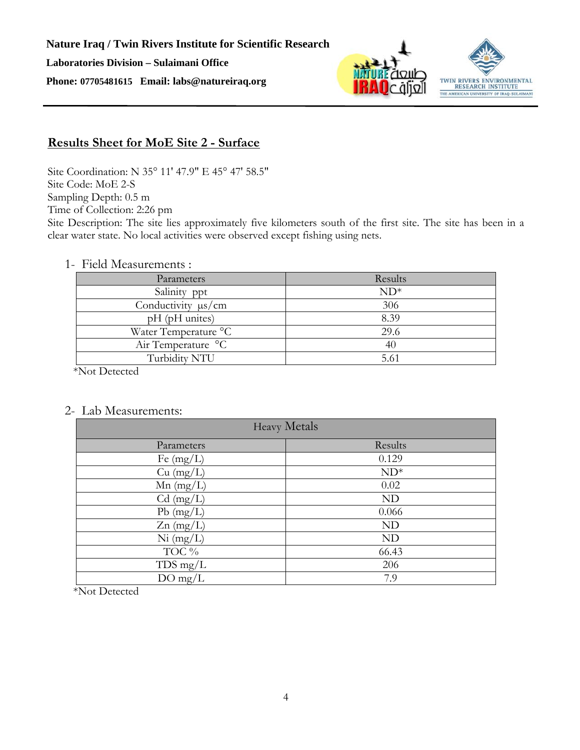**Nature Iraq / Twin Rivers Institute for Scientific Research**

**Laboratories Division – Sulaimani Office**

**Phone: 07705481615 Email: labs@natureiraq.org**

## Results Sheet for MoE Site 2 - Surface

Site Coordination: N 35° 11' 47.9" E 45° 47' 58.5"
Site Code: MoE 2-S
Sampling Depth: 0.5 m
Time of Collection: 2:26 pm
Site Description: The site lies approximately five kilometers south of the first site. The site has been in a clear water state. No local activities were observed except fishing using nets.

1- Field Measurements :

| Parameters | Results |
|---|---|
| Salinity ppt | ND* |
| Conductivity µs/cm | 306 |
| pH (pH unites) | 8.39 |
| Water Temperature °C | 29.6 |
| Air Temperature °C | 40 |
| Turbidity NTU | 5.61 |

*Not Detected

2- Lab Measurements:

| Heavy Metals | |
|---|---|
| Parameters | Results |
| Fe (mg/L) | 0.129 |
| Cu (mg/L) | ND* |
| Mn (mg/L) | 0.02 |
| Cd (mg/L) | ND |
| Pb (mg/L) | 0.066 |
| Zn (mg/L) | ND |
| Ni (mg/L) | ND |
| TOC % | 66.43 |
| TDS mg/L | 206 |
| DO mg/L | 7.9 |

*Not Detected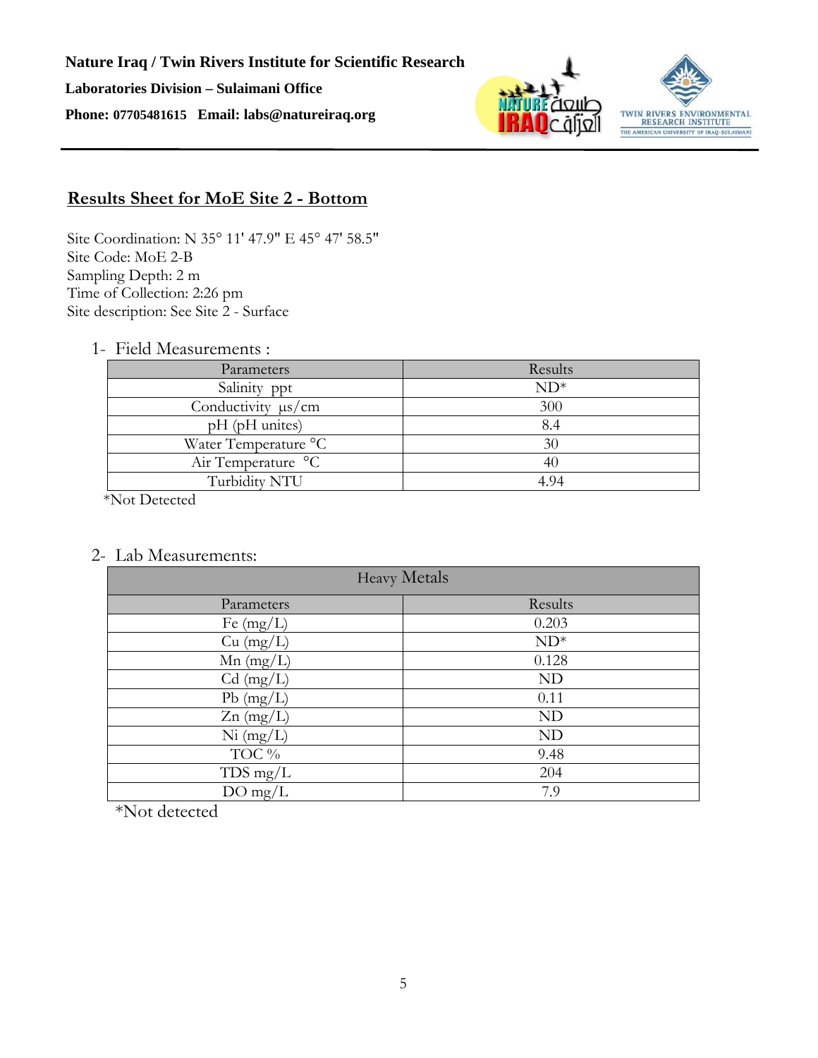**Nature Iraq / Twin Rivers Institute for Scientific Research**

**Laboratories Division – Sulaimani Office**

**Phone: 07705481615 Email: labs@natureiraq.org**

## Results Sheet for MoE Site 2 - Bottom

Site Coordination: N 35° 11' 47.9" E 45° 47' 58.5"
Site Code: MoE 2-B
Sampling Depth: 2 m
Time of Collection: 2:26 pm
Site description: See Site 2 - Surface

1- Field Measurements :

| Parameters | Results |
|---|---|
| Salinity ppt | ND* |
| Conductivity µs/cm | 300 |
| pH (pH unites) | 8.4 |
| Water Temperature °C | 30 |
| Air Temperature °C | 40 |
| Turbidity NTU | 4.94 |

*Not Detected

2- Lab Measurements:

| Heavy Metals | |
|---|---|
| Parameters | Results |
| Fe (mg/L) | 0.203 |
| Cu (mg/L) | ND* |
| Mn (mg/L) | 0.128 |
| Cd (mg/L) | ND |
| Pb (mg/L) | 0.11 |
| Zn (mg/L) | ND |
| Ni (mg/L) | ND |
| TOC % | 9.48 |
| TDS mg/L | 204 |
| DO mg/L | 7.9 |

*Not detected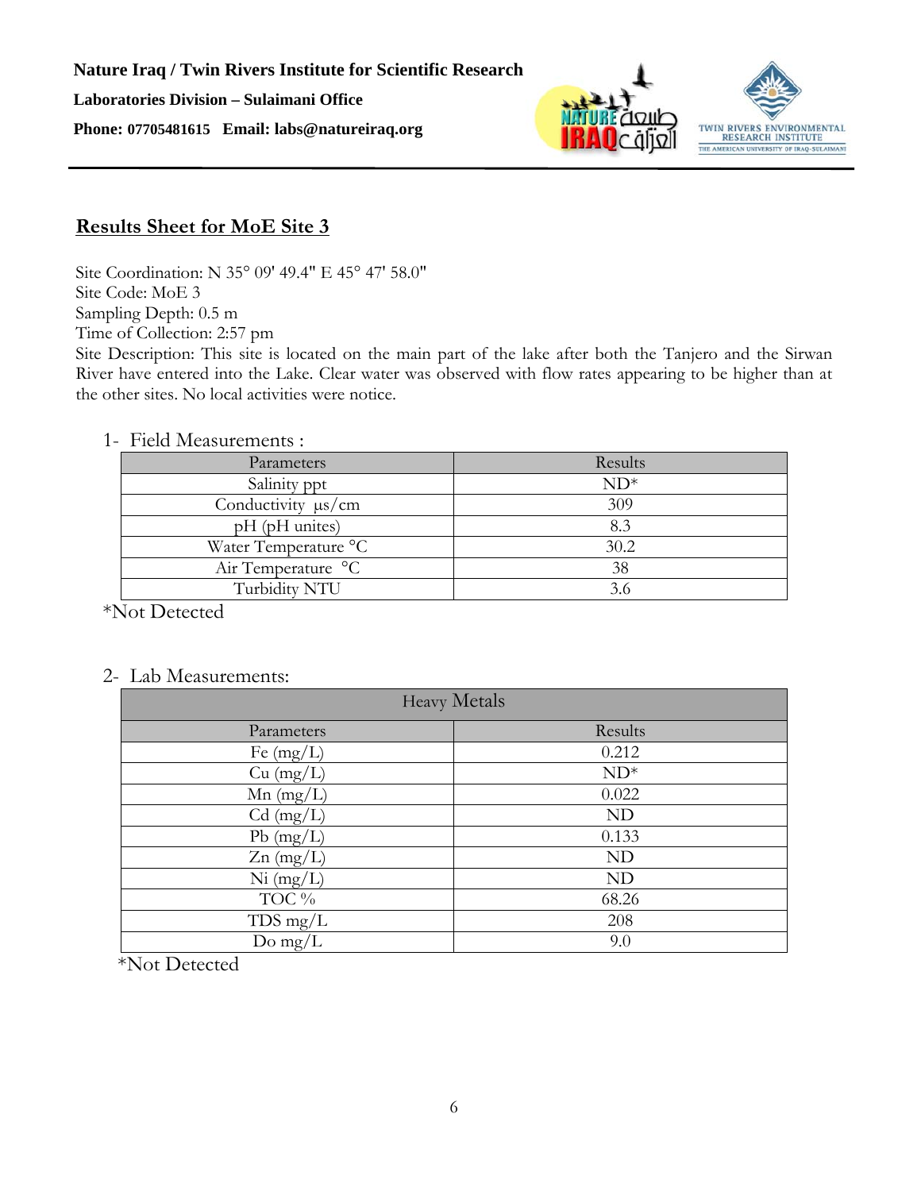**Nature Iraq / Twin Rivers Institute for Scientific Research**

**Laboratories Division – Sulaimani Office**

**Phone: 07705481615 Email: labs@natureiraq.org**

## Results Sheet for MoE Site 3

Site Coordination: N 35° 09' 49.4" E 45° 47' 58.0"
Site Code: MoE 3
Sampling Depth: 0.5 m
Time of Collection: 2:57 pm
Site Description: This site is located on the main part of the lake after both the Tanjero and the Sirwan River have entered into the Lake. Clear water was observed with flow rates appearing to be higher than at the other sites. No local activities were notice.

1- Field Measurements :

| Parameters | Results |
|---|---|
| Salinity ppt | ND* |
| Conductivity μs/cm | 309 |
| pH (pH unites) | 8.3 |
| Water Temperature °C | 30.2 |
| Air Temperature °C | 38 |
| Turbidity NTU | 3.6 |

*Not Detected

2- Lab Measurements:

| Heavy Metals | |
|---|---|
| Parameters | Results |
| Fe (mg/L) | 0.212 |
| Cu (mg/L) | ND* |
| Mn (mg/L) | 0.022 |
| Cd (mg/L) | ND |
| Pb (mg/L) | 0.133 |
| Zn (mg/L) | ND |
| Ni (mg/L) | ND |
| TOC % | 68.26 |
| TDS mg/L | 208 |
| Do mg/L | 9.0 |

*Not Detected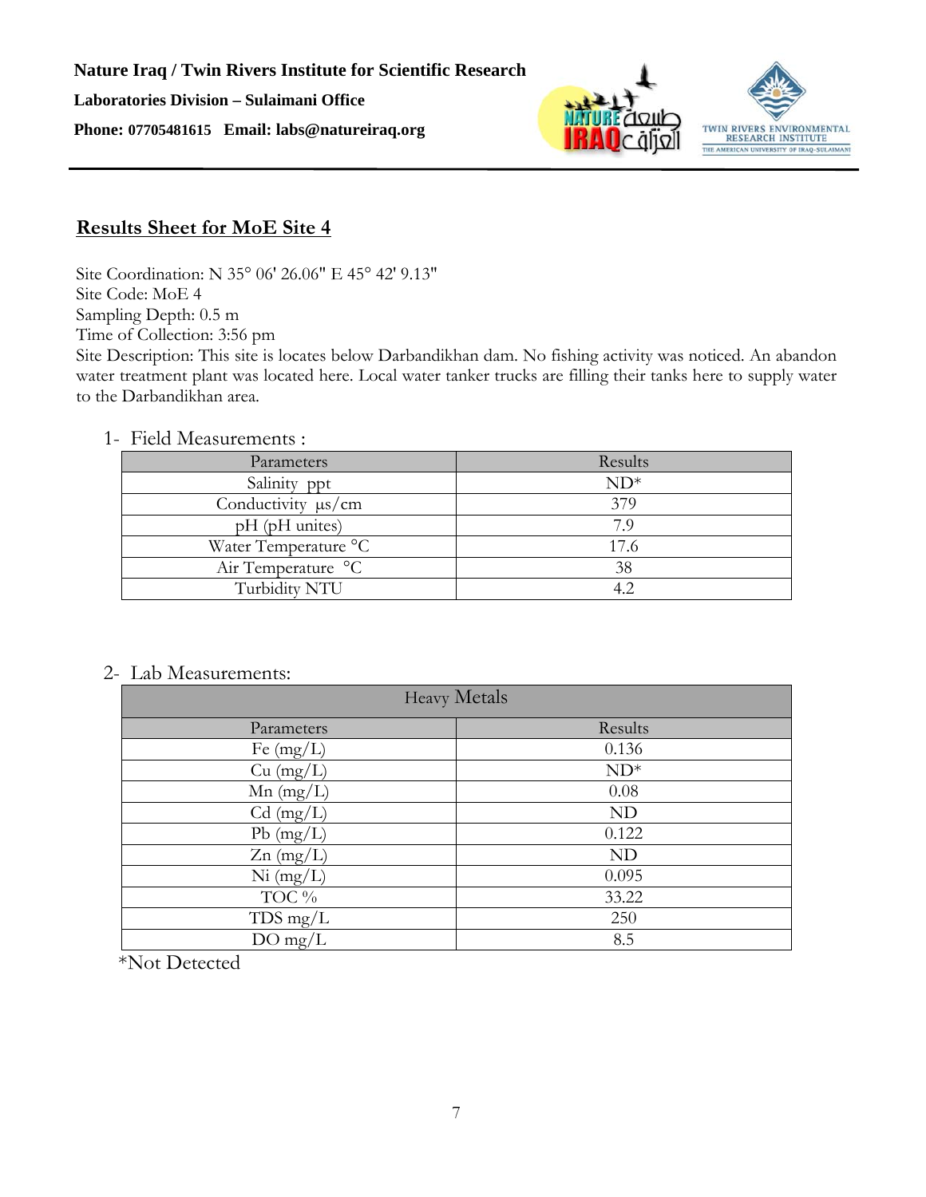**Nature Iraq / Twin Rivers Institute for Scientific Research**

**Laboratories Division – Sulaimani Office**

**Phone: 07705481615 Email: labs@natureiraq.org**

## Results Sheet for MoE Site 4

Site Coordination: N 35° 06' 26.06" E 45° 42' 9.13"
Site Code: MoE 4
Sampling Depth: 0.5 m
Time of Collection: 3:56 pm
Site Description: This site is locates below Darbandikhan dam. No fishing activity was noticed. An abandon water treatment plant was located here. Local water tanker trucks are filling their tanks here to supply water to the Darbandikhan area.

1- Field Measurements :

| Parameters | Results |
|---|---|
| Salinity ppt | ND* |
| Conductivity µs/cm | 379 |
| pH (pH unites) | 7.9 |
| Water Temperature °C | 17.6 |
| Air Temperature °C | 38 |
| Turbidity NTU | 4.2 |

2- Lab Measurements:

| Heavy Metals | |
|---|---|
| Parameters | Results |
| Fe (mg/L) | 0.136 |
| Cu (mg/L) | ND* |
| Mn (mg/L) | 0.08 |
| Cd (mg/L) | ND |
| Pb (mg/L) | 0.122 |
| Zn (mg/L) | ND |
| Ni (mg/L) | 0.095 |
| TOC % | 33.22 |
| TDS mg/L | 250 |
| DO mg/L | 8.5 |

*Not Detected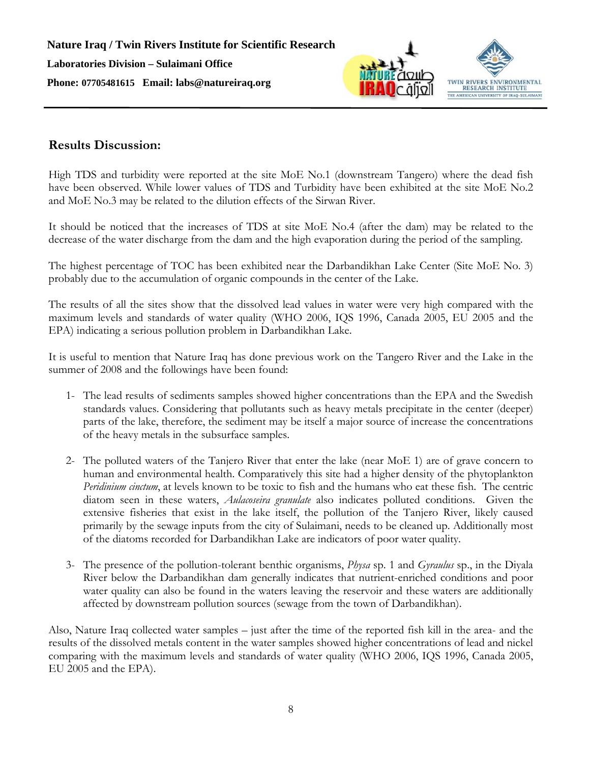## Results Discussion:

High TDS and turbidity were reported at the site MoE No.1 (downstream Tangero) where the dead fish have been observed. While lower values of TDS and Turbidity have been exhibited at the site MoE No.2 and MoE No.3 may be related to the dilution effects of the Sirwan River.

It should be noticed that the increases of TDS at site MoE No.4 (after the dam) may be related to the decrease of the water discharge from the dam and the high evaporation during the period of the sampling.

The highest percentage of TOC has been exhibited near the Darbandikhan Lake Center (Site MoE No. 3) probably due to the accumulation of organic compounds in the center of the Lake.

The results of all the sites show that the dissolved lead values in water were very high compared with the maximum levels and standards of water quality (WHO 2006, IQS 1996, Canada 2005, EU 2005 and the EPA) indicating a serious pollution problem in Darbandikhan Lake.

It is useful to mention that Nature Iraq has done previous work on the Tangero River and the Lake in the summer of 2008 and the followings have been found:

1- The lead results of sediments samples showed higher concentrations than the EPA and the Swedish standards values. Considering that pollutants such as heavy metals precipitate in the center (deeper) parts of the lake, therefore, the sediment may be itself a major source of increase the concentrations of the heavy metals in the subsurface samples.

2- The polluted waters of the Tanjero River that enter the lake (near MoE 1) are of grave concern to human and environmental health. Comparatively this site had a higher density of the phytoplankton *Peridinium cinctum*, at levels known to be toxic to fish and the humans who eat these fish. The centric diatom seen in these waters, *Aulacoseira granulate* also indicates polluted conditions. Given the extensive fisheries that exist in the lake itself, the pollution of the Tanjero River, likely caused primarily by the sewage inputs from the city of Sulaimani, needs to be cleaned up. Additionally most of the diatoms recorded for Darbandikhan Lake are indicators of poor water quality.

3- The presence of the pollution-tolerant benthic organisms, *Physa* sp. 1 and *Gyraulus* sp., in the Diyala River below the Darbandikhan dam generally indicates that nutrient-enriched conditions and poor water quality can also be found in the waters leaving the reservoir and these waters are additionally affected by downstream pollution sources (sewage from the town of Darbandikhan).

Also, Nature Iraq collected water samples – just after the time of the reported fish kill in the area- and the results of the dissolved metals content in the water samples showed higher concentrations of lead and nickel comparing with the maximum levels and standards of water quality (WHO 2006, IQS 1996, Canada 2005, EU 2005 and the EPA).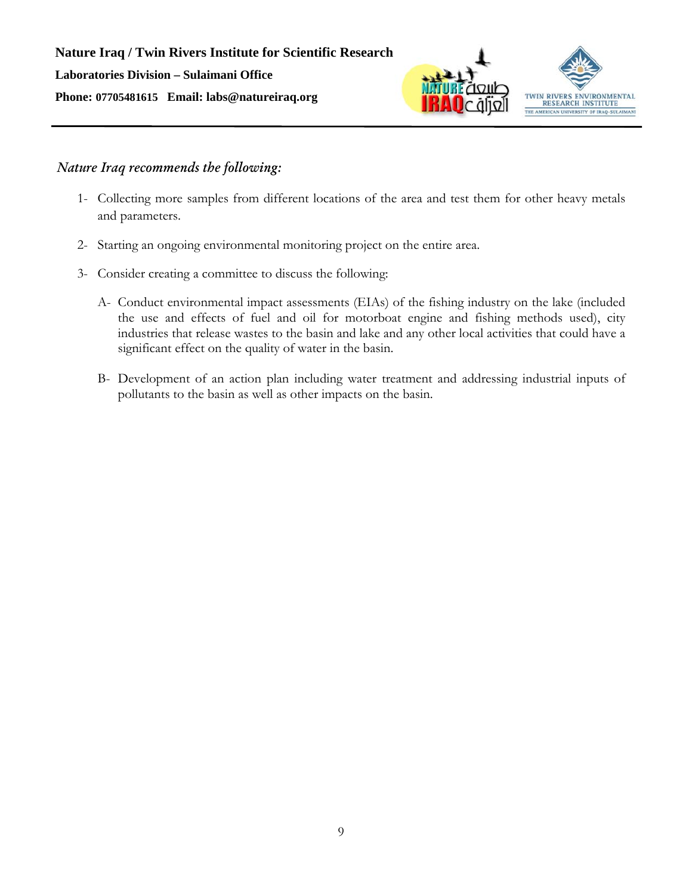*Nature Iraq recommends the following:*

1- Collecting more samples from different locations of the area and test them for other heavy metals and parameters.

2- Starting an ongoing environmental monitoring project on the entire area.

3- Consider creating a committee to discuss the following:

   A- Conduct environmental impact assessments (EIAs) of the fishing industry on the lake (included the use and effects of fuel and oil for motorboat engine and fishing methods used), city industries that release wastes to the basin and lake and any other local activities that could have a significant effect on the quality of water in the basin.

   B- Development of an action plan including water treatment and addressing industrial inputs of pollutants to the basin as well as other impacts on the basin.